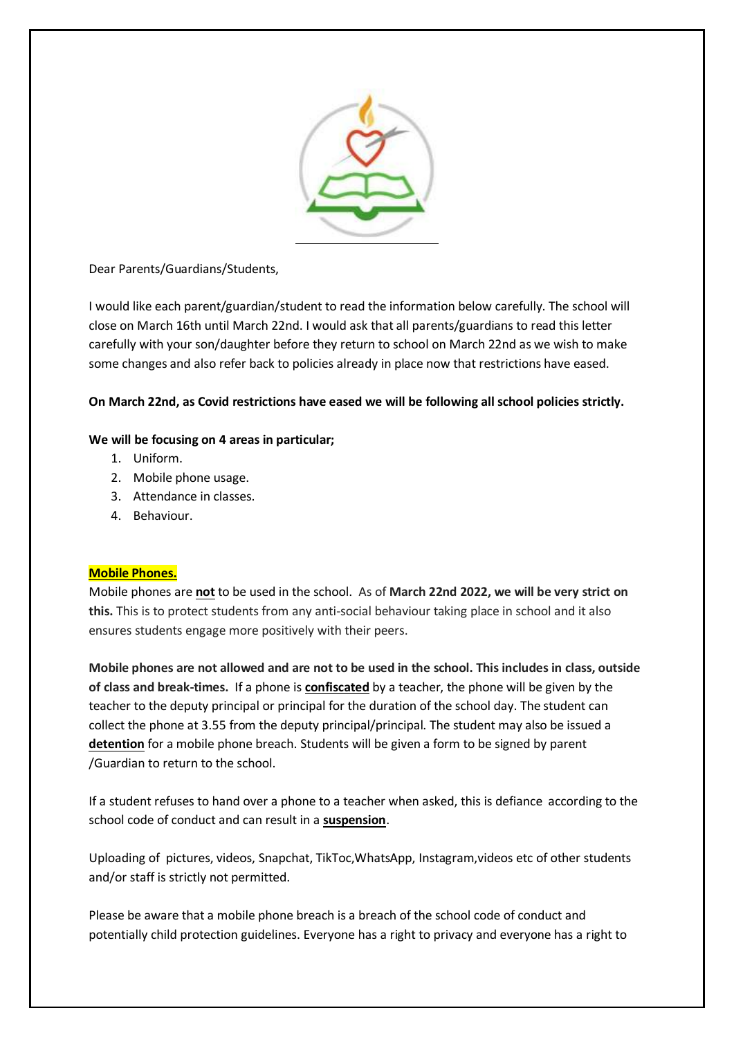Dear Parents/Guardians/Students,

I would like each parent/guardian/student to read the information below carefully. The school will close on March 16th until March 22nd. I would ask that all parents/guardians to read this letter carefully with your son/daughter before they return to school on March 22nd as we wish to make some changes and also refer back to policies already in place now that restrictions have eased.

**On March 22nd, as Covid restrictions have eased we will be following all school policies strictly.**

**We will be focusing on 4 areas in particular;**

1. Uniform.
2. Mobile phone usage.
3. Attendance in classes.
4. Behaviour.

**Mobile Phones.**

Mobile phones are **not** to be used in the school. As of **March 22nd 2022, we will be very strict on this.** This is to protect students from any anti-social behaviour taking place in school and it also ensures students engage more positively with their peers.

**Mobile phones are not allowed and are not to be used in the school. This includes in class, outside of class and break-times.** If a phone is **confiscated** by a teacher, the phone will be given by the teacher to the deputy principal or principal for the duration of the school day. The student can collect the phone at 3.55 from the deputy principal/principal. The student may also be issued a **detention** for a mobile phone breach. Students will be given a form to be signed by parent /Guardian to return to the school.

If a student refuses to hand over a phone to a teacher when asked, this is defiance according to the school code of conduct and can result in a **suspension**.

Uploading of pictures, videos, Snapchat, TikToc,WhatsApp, Instagram,videos etc of other students and/or staff is strictly not permitted.

Please be aware that a mobile phone breach is a breach of the school code of conduct and potentially child protection guidelines. Everyone has a right to privacy and everyone has a right to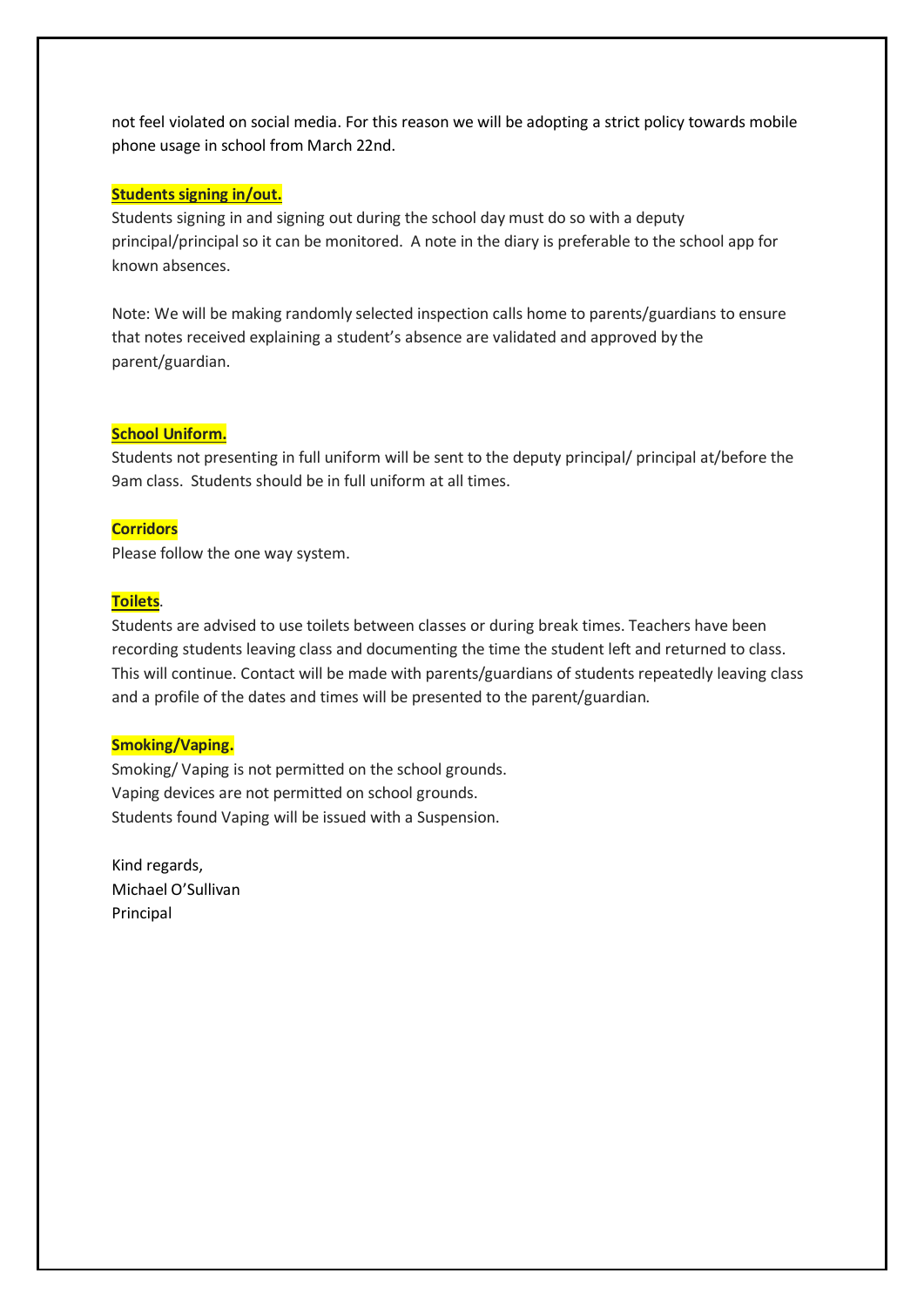not feel violated on social media. For this reason we will be adopting a strict policy towards mobile phone usage in school from March 22nd.

**Students signing in/out.**

Students signing in and signing out during the school day must do so with a deputy principal/principal so it can be monitored. A note in the diary is preferable to the school app for known absences.

Note: We will be making randomly selected inspection calls home to parents/guardians to ensure that notes received explaining a student's absence are validated and approved by the parent/guardian.

**School Uniform.**

Students not presenting in full uniform will be sent to the deputy principal/ principal at/before the 9am class. Students should be in full uniform at all times.

**Corridors**

Please follow the one way system.

**Toilets**.

Students are advised to use toilets between classes or during break times. Teachers have been recording students leaving class and documenting the time the student left and returned to class. This will continue. Contact will be made with parents/guardians of students repeatedly leaving class and a profile of the dates and times will be presented to the parent/guardian.

**Smoking/Vaping.**

Smoking/ Vaping is not permitted on the school grounds.
Vaping devices are not permitted on school grounds.
Students found Vaping will be issued with a Suspension.

Kind regards,
Michael O'Sullivan
Principal